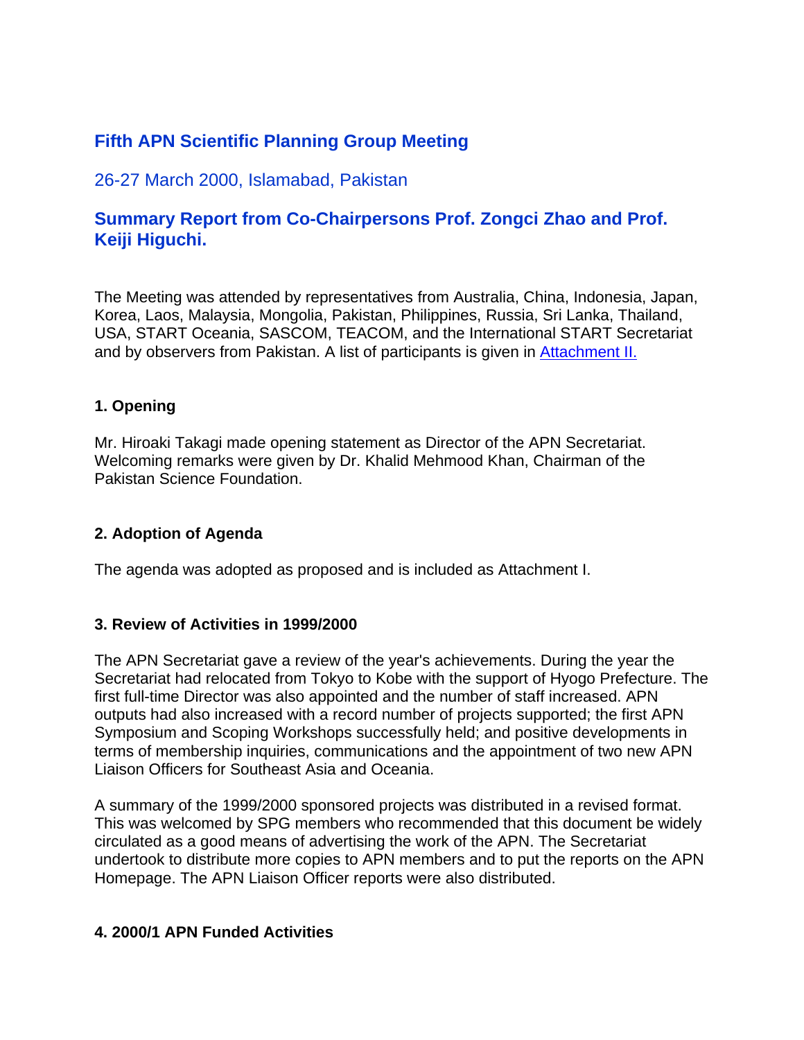# Fifth APN Scientific Planning Group Meeting

## 26-27 March 2000, Islamabad, Pakistan

## Summary Report from Co-Chairpersons Prof. Zongci Zhao and Prof. Keiji Higuchi.

The Meeting was attended by representatives from Australia, China, Indonesia, Japan, Korea, Laos, Malaysia, Mongolia, Pakistan, Philippines, Russia, Sri Lanka, Thailand, USA, START Oceania, SASCOM, TEACOM, and the International START Secretariat and by observers from Pakistan. A list of participants is given in Attachment II.

### 1. Opening

Mr. Hiroaki Takagi made opening statement as Director of the APN Secretariat. Welcoming remarks were given by Dr. Khalid Mehmood Khan, Chairman of the Pakistan Science Foundation.

### 2. Adoption of Agenda

The agenda was adopted as proposed and is included as Attachment I.

### 3. Review of Activities in 1999/2000

The APN Secretariat gave a review of the year's achievements. During the year the Secretariat had relocated from Tokyo to Kobe with the support of Hyogo Prefecture. The first full-time Director was also appointed and the number of staff increased. APN outputs had also increased with a record number of projects supported; the first APN Symposium and Scoping Workshops successfully held; and positive developments in terms of membership inquiries, communications and the appointment of two new APN Liaison Officers for Southeast Asia and Oceania.

A summary of the 1999/2000 sponsored projects was distributed in a revised format. This was welcomed by SPG members who recommended that this document be widely circulated as a good means of advertising the work of the APN. The Secretariat undertook to distribute more copies to APN members and to put the reports on the APN Homepage. The APN Liaison Officer reports were also distributed.

### 4. 2000/1 APN Funded Activities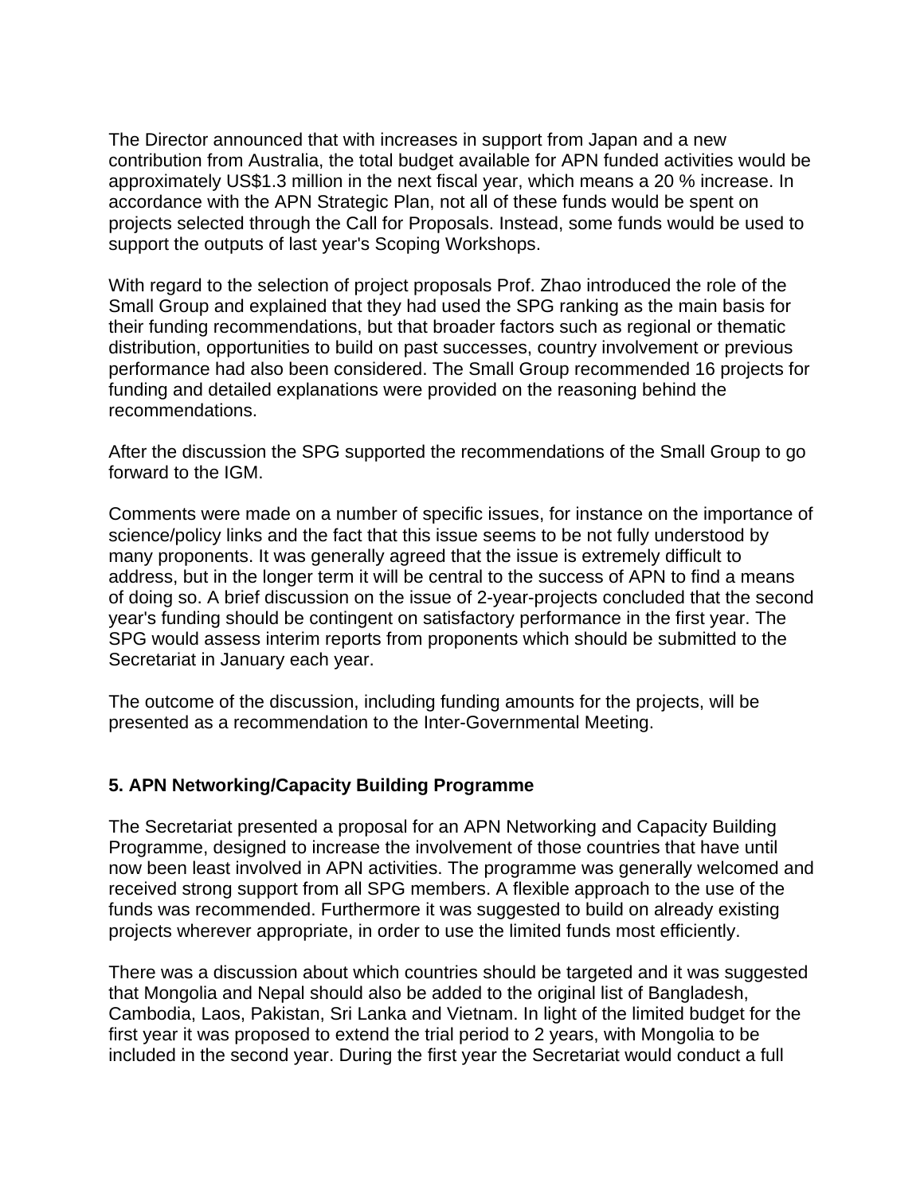The Director announced that with increases in support from Japan and a new contribution from Australia, the total budget available for APN funded activities would be approximately US$1.3 million in the next fiscal year, which means a 20 % increase. In accordance with the APN Strategic Plan, not all of these funds would be spent on projects selected through the Call for Proposals. Instead, some funds would be used to support the outputs of last year's Scoping Workshops.

With regard to the selection of project proposals Prof. Zhao introduced the role of the Small Group and explained that they had used the SPG ranking as the main basis for their funding recommendations, but that broader factors such as regional or thematic distribution, opportunities to build on past successes, country involvement or previous performance had also been considered. The Small Group recommended 16 projects for funding and detailed explanations were provided on the reasoning behind the recommendations.

After the discussion the SPG supported the recommendations of the Small Group to go forward to the IGM.

Comments were made on a number of specific issues, for instance on the importance of science/policy links and the fact that this issue seems to be not fully understood by many proponents. It was generally agreed that the issue is extremely difficult to address, but in the longer term it will be central to the success of APN to find a means of doing so. A brief discussion on the issue of 2-year-projects concluded that the second year's funding should be contingent on satisfactory performance in the first year. The SPG would assess interim reports from proponents which should be submitted to the Secretariat in January each year.

The outcome of the discussion, including funding amounts for the projects, will be presented as a recommendation to the Inter-Governmental Meeting.

## 5. APN Networking/Capacity Building Programme

The Secretariat presented a proposal for an APN Networking and Capacity Building Programme, designed to increase the involvement of those countries that have until now been least involved in APN activities. The programme was generally welcomed and received strong support from all SPG members. A flexible approach to the use of the funds was recommended. Furthermore it was suggested to build on already existing projects wherever appropriate, in order to use the limited funds most efficiently.

There was a discussion about which countries should be targeted and it was suggested that Mongolia and Nepal should also be added to the original list of Bangladesh, Cambodia, Laos, Pakistan, Sri Lanka and Vietnam. In light of the limited budget for the first year it was proposed to extend the trial period to 2 years, with Mongolia to be included in the second year. During the first year the Secretariat would conduct a full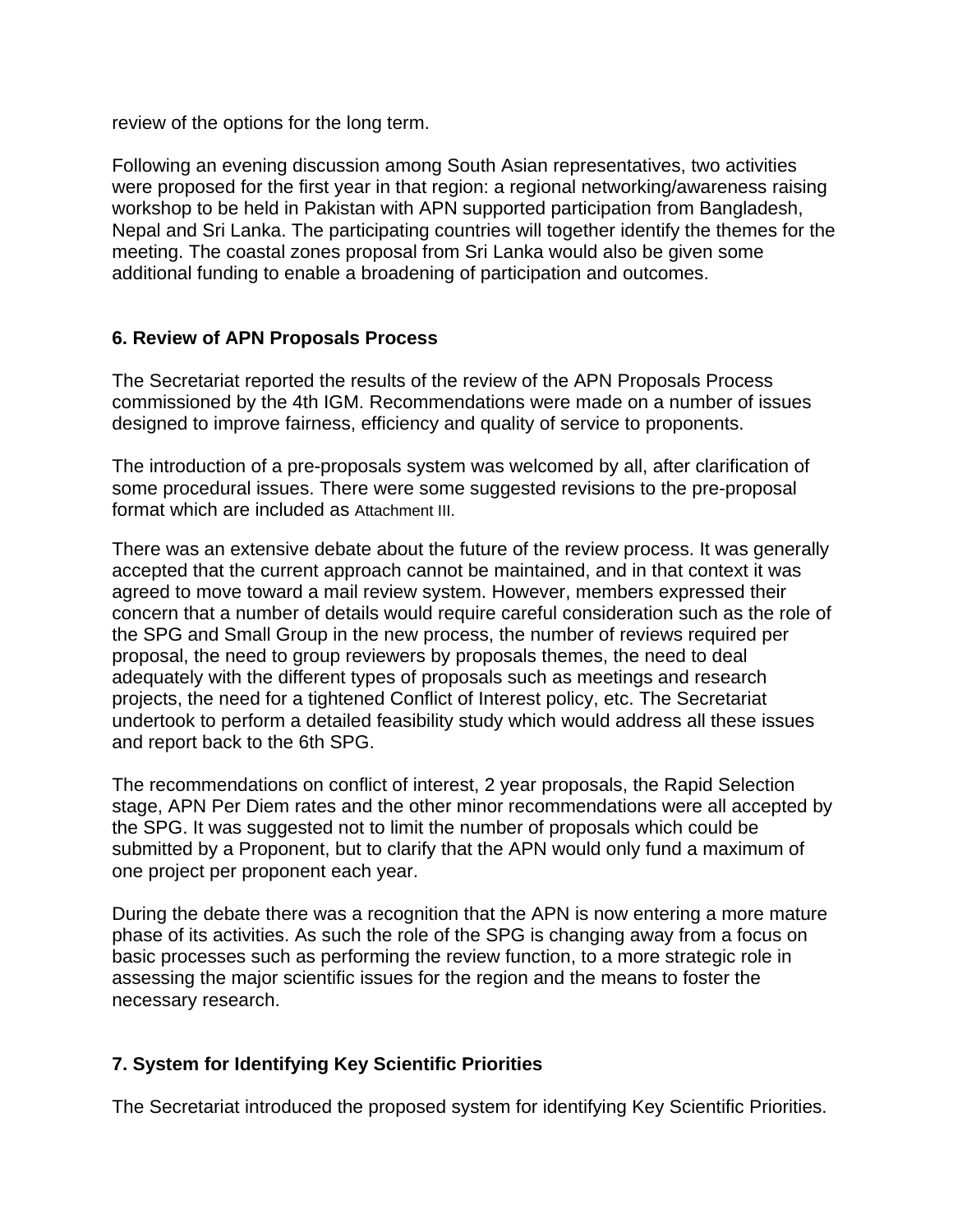review of the options for the long term.

Following an evening discussion among South Asian representatives, two activities were proposed for the first year in that region: a regional networking/awareness raising workshop to be held in Pakistan with APN supported participation from Bangladesh, Nepal and Sri Lanka. The participating countries will together identify the themes for the meeting. The coastal zones proposal from Sri Lanka would also be given some additional funding to enable a broadening of participation and outcomes.

## 6. Review of APN Proposals Process

The Secretariat reported the results of the review of the APN Proposals Process commissioned by the 4th IGM. Recommendations were made on a number of issues designed to improve fairness, efficiency and quality of service to proponents.

The introduction of a pre-proposals system was welcomed by all, after clarification of some procedural issues. There were some suggested revisions to the pre-proposal format which are included as Attachment III.

There was an extensive debate about the future of the review process. It was generally accepted that the current approach cannot be maintained, and in that context it was agreed to move toward a mail review system. However, members expressed their concern that a number of details would require careful consideration such as the role of the SPG and Small Group in the new process, the number of reviews required per proposal, the need to group reviewers by proposals themes, the need to deal adequately with the different types of proposals such as meetings and research projects, the need for a tightened Conflict of Interest policy, etc. The Secretariat undertook to perform a detailed feasibility study which would address all these issues and report back to the 6th SPG.

The recommendations on conflict of interest, 2 year proposals, the Rapid Selection stage, APN Per Diem rates and the other minor recommendations were all accepted by the SPG. It was suggested not to limit the number of proposals which could be submitted by a Proponent, but to clarify that the APN would only fund a maximum of one project per proponent each year.

During the debate there was a recognition that the APN is now entering a more mature phase of its activities. As such the role of the SPG is changing away from a focus on basic processes such as performing the review function, to a more strategic role in assessing the major scientific issues for the region and the means to foster the necessary research.

## 7. System for Identifying Key Scientific Priorities

The Secretariat introduced the proposed system for identifying Key Scientific Priorities.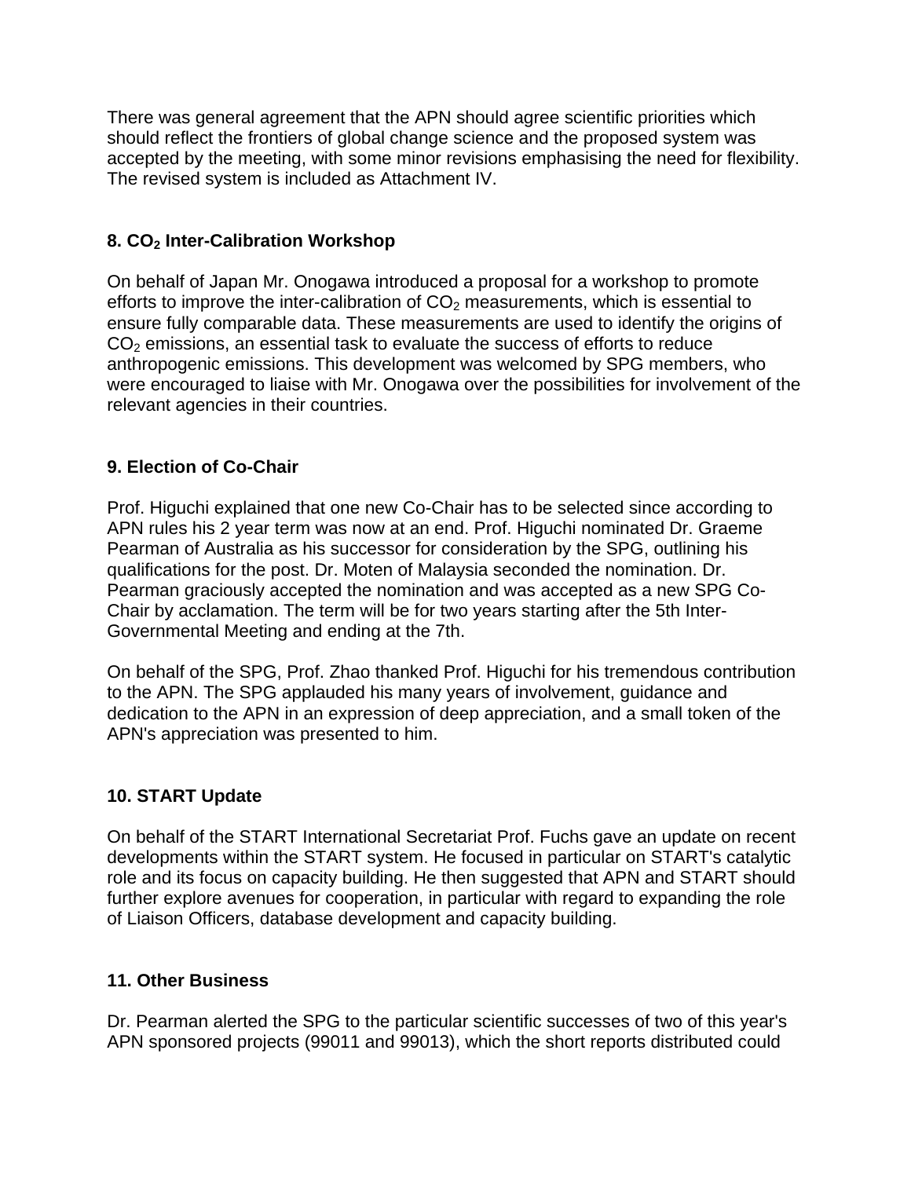There was general agreement that the APN should agree scientific priorities which should reflect the frontiers of global change science and the proposed system was accepted by the meeting, with some minor revisions emphasising the need for flexibility. The revised system is included as Attachment IV.

### 8. $CO_2$ Inter-Calibration Workshop

On behalf of Japan Mr. Onogawa introduced a proposal for a workshop to promote efforts to improve the inter-calibration of $CO_2$ measurements, which is essential to ensure fully comparable data. These measurements are used to identify the origins of $CO_2$ emissions, an essential task to evaluate the success of efforts to reduce anthropogenic emissions. This development was welcomed by SPG members, who were encouraged to liaise with Mr. Onogawa over the possibilities for involvement of the relevant agencies in their countries.

### 9. Election of Co-Chair

Prof. Higuchi explained that one new Co-Chair has to be selected since according to APN rules his 2 year term was now at an end. Prof. Higuchi nominated Dr. Graeme Pearman of Australia as his successor for consideration by the SPG, outlining his qualifications for the post. Dr. Moten of Malaysia seconded the nomination. Dr. Pearman graciously accepted the nomination and was accepted as a new SPG Co-Chair by acclamation. The term will be for two years starting after the 5th Inter-Governmental Meeting and ending at the 7th.

On behalf of the SPG, Prof. Zhao thanked Prof. Higuchi for his tremendous contribution to the APN. The SPG applauded his many years of involvement, guidance and dedication to the APN in an expression of deep appreciation, and a small token of the APN's appreciation was presented to him.

### 10. START Update

On behalf of the START International Secretariat Prof. Fuchs gave an update on recent developments within the START system. He focused in particular on START's catalytic role and its focus on capacity building. He then suggested that APN and START should further explore avenues for cooperation, in particular with regard to expanding the role of Liaison Officers, database development and capacity building.

### 11. Other Business

Dr. Pearman alerted the SPG to the particular scientific successes of two of this year's APN sponsored projects (99011 and 99013), which the short reports distributed could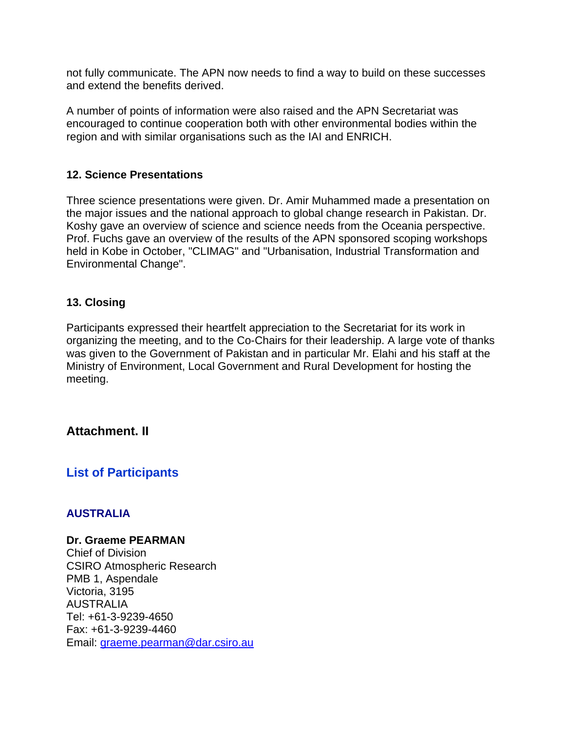not fully communicate. The APN now needs to find a way to build on these successes and extend the benefits derived.

A number of points of information were also raised and the APN Secretariat was encouraged to continue cooperation both with other environmental bodies within the region and with similar organisations such as the IAI and ENRICH.

### 12. Science Presentations

Three science presentations were given. Dr. Amir Muhammed made a presentation on the major issues and the national approach to global change research in Pakistan. Dr. Koshy gave an overview of science and science needs from the Oceania perspective. Prof. Fuchs gave an overview of the results of the APN sponsored scoping workshops held in Kobe in October, "CLIMAG" and "Urbanisation, Industrial Transformation and Environmental Change".

### 13. Closing

Participants expressed their heartfelt appreciation to the Secretariat for its work in organizing the meeting, and to the Co-Chairs for their leadership. A large vote of thanks was given to the Government of Pakistan and in particular Mr. Elahi and his staff at the Ministry of Environment, Local Government and Rural Development for hosting the meeting.

## Attachment. II

## List of Participants

### AUSTRALIA

**Dr. Graeme PEARMAN**
Chief of Division
CSIRO Atmospheric Research
PMB 1, Aspendale
Victoria, 3195
AUSTRALIA
Tel: +61-3-9239-4650
Fax: +61-3-9239-4460
Email: graeme.pearman@dar.csiro.au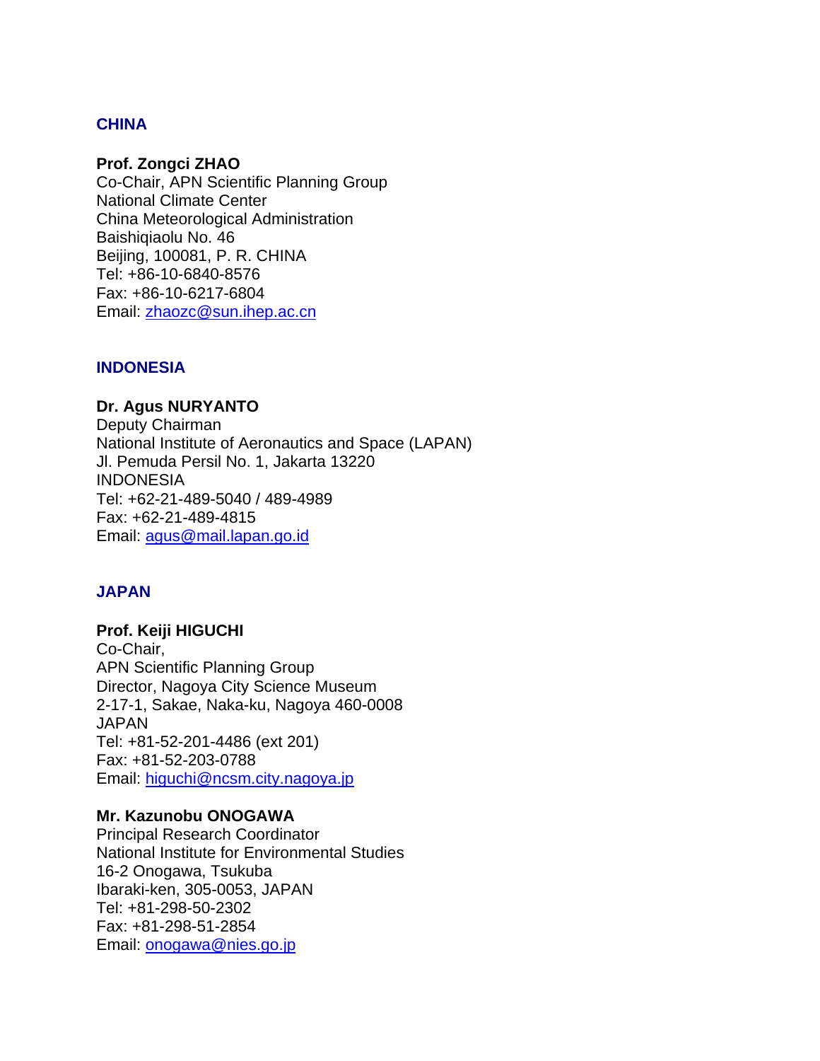## CHINA

**Prof. Zongci ZHAO**
Co-Chair, APN Scientific Planning Group
National Climate Center
China Meteorological Administration
Baishiqiaolu No. 46
Beijing, 100081, P. R. CHINA
Tel: +86-10-6840-8576
Fax: +86-10-6217-6804
Email: zhaozc@sun.ihep.ac.cn

## INDONESIA

**Dr. Agus NURYANTO**
Deputy Chairman
National Institute of Aeronautics and Space (LAPAN)
Jl. Pemuda Persil No. 1, Jakarta 13220
INDONESIA
Tel: +62-21-489-5040 / 489-4989
Fax: +62-21-489-4815
Email: agus@mail.lapan.go.id

## JAPAN

**Prof. Keiji HIGUCHI**
Co-Chair,
APN Scientific Planning Group
Director, Nagoya City Science Museum
2-17-1, Sakae, Naka-ku, Nagoya 460-0008
JAPAN
Tel: +81-52-201-4486 (ext 201)
Fax: +81-52-203-0788
Email: higuchi@ncsm.city.nagoya.jp

**Mr. Kazunobu ONOGAWA**
Principal Research Coordinator
National Institute for Environmental Studies
16-2 Onogawa, Tsukuba
Ibaraki-ken, 305-0053, JAPAN
Tel: +81-298-50-2302
Fax: +81-298-51-2854
Email: onogawa@nies.go.jp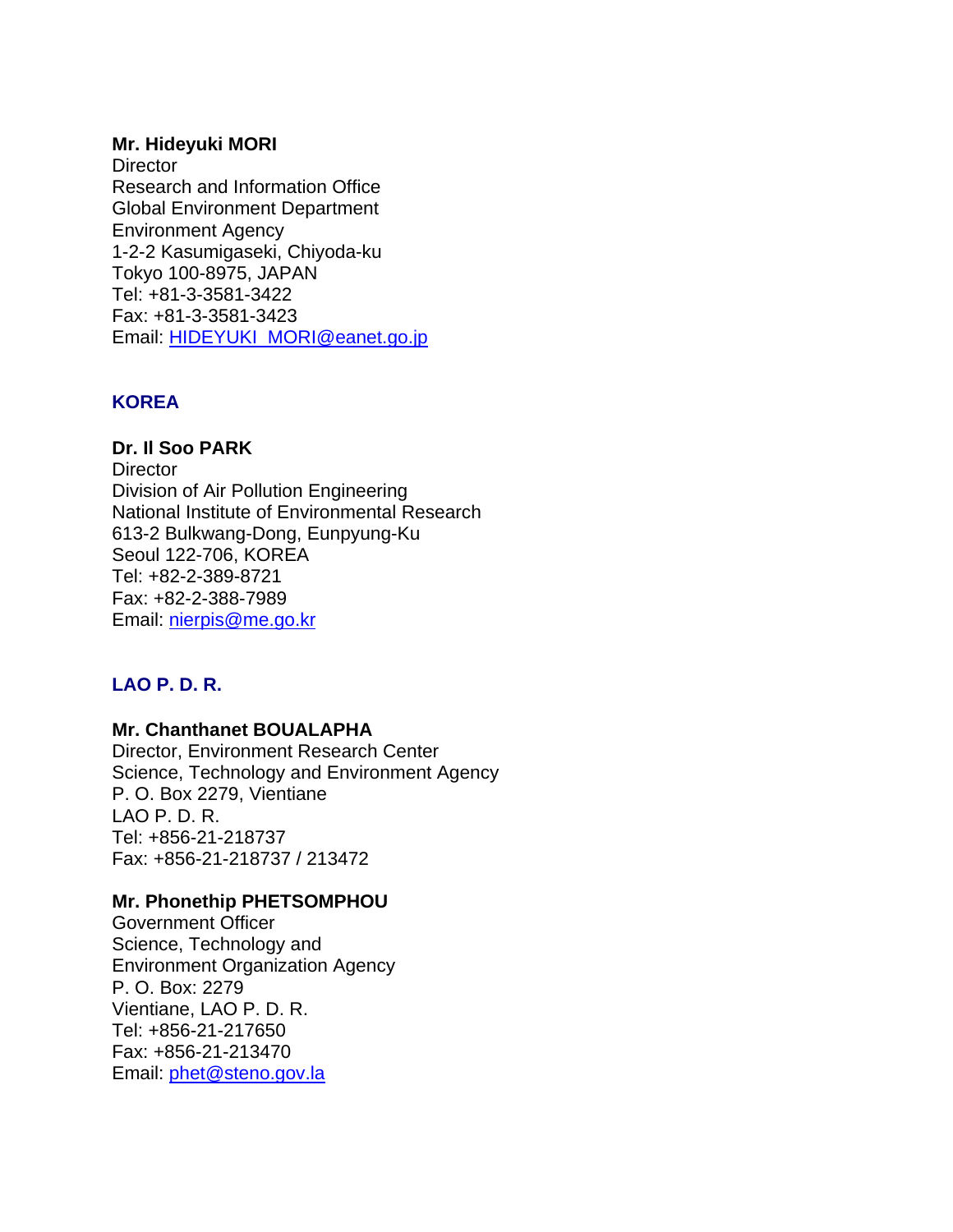**Mr. Hideyuki MORI**
Director
Research and Information Office
Global Environment Department
Environment Agency
1-2-2 Kasumigaseki, Chiyoda-ku
Tokyo 100-8975, JAPAN
Tel: +81-3-3581-3422
Fax: +81-3-3581-3423
Email: HIDEYUKI_MORI@eanet.go.jp

## KOREA

**Dr. Il Soo PARK**
Director
Division of Air Pollution Engineering
National Institute of Environmental Research
613-2 Bulkwang-Dong, Eunpyung-Ku
Seoul 122-706, KOREA
Tel: +82-2-389-8721
Fax: +82-2-388-7989
Email: nierpis@me.go.kr

## LAO P. D. R.

**Mr. Chanthanet BOUALAPHA**
Director, Environment Research Center
Science, Technology and Environment Agency
P. O. Box 2279, Vientiane
LAO P. D. R.
Tel: +856-21-218737
Fax: +856-21-218737 / 213472

**Mr. Phonethip PHETSOMPHOU**
Government Officer
Science, Technology and
Environment Organization Agency
P. O. Box: 2279
Vientiane, LAO P. D. R.
Tel: +856-21-217650
Fax: +856-21-213470
Email: phet@steno.gov.la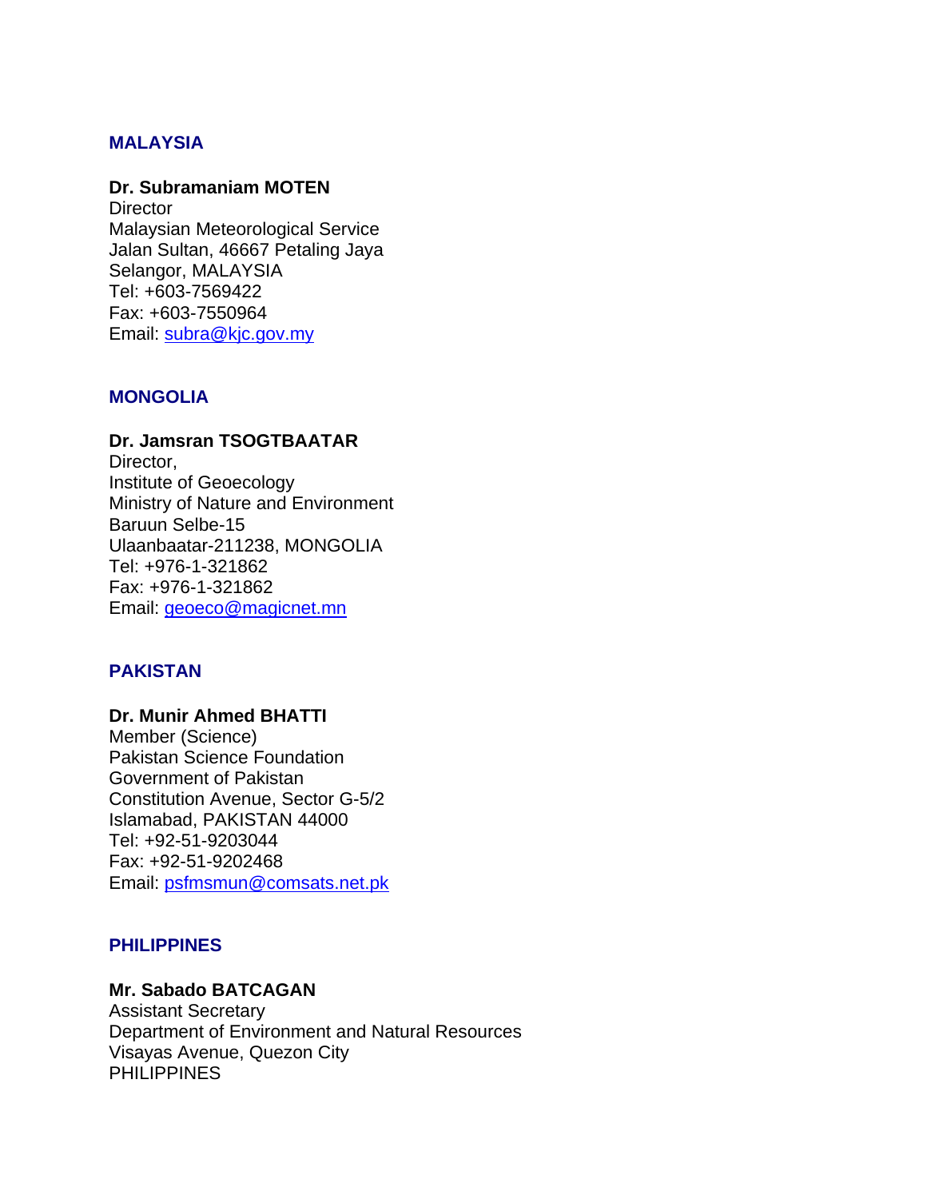### MALAYSIA

**Dr. Subramaniam MOTEN**
Director
Malaysian Meteorological Service
Jalan Sultan, 46667 Petaling Jaya
Selangor, MALAYSIA
Tel: +603-7569422
Fax: +603-7550964
Email: subra@kjc.gov.my

### MONGOLIA

**Dr. Jamsran TSOGTBAATAR**
Director,
Institute of Geoecology
Ministry of Nature and Environment
Baruun Selbe-15
Ulaanbaatar-211238, MONGOLIA
Tel: +976-1-321862
Fax: +976-1-321862
Email: geoeco@magicnet.mn

### PAKISTAN

**Dr. Munir Ahmed BHATTI**
Member (Science)
Pakistan Science Foundation
Government of Pakistan
Constitution Avenue, Sector G-5/2
Islamabad, PAKISTAN 44000
Tel: +92-51-9203044
Fax: +92-51-9202468
Email: psfmsmun@comsats.net.pk

### PHILIPPINES

**Mr. Sabado BATCAGAN**
Assistant Secretary
Department of Environment and Natural Resources
Visayas Avenue, Quezon City
PHILIPPINES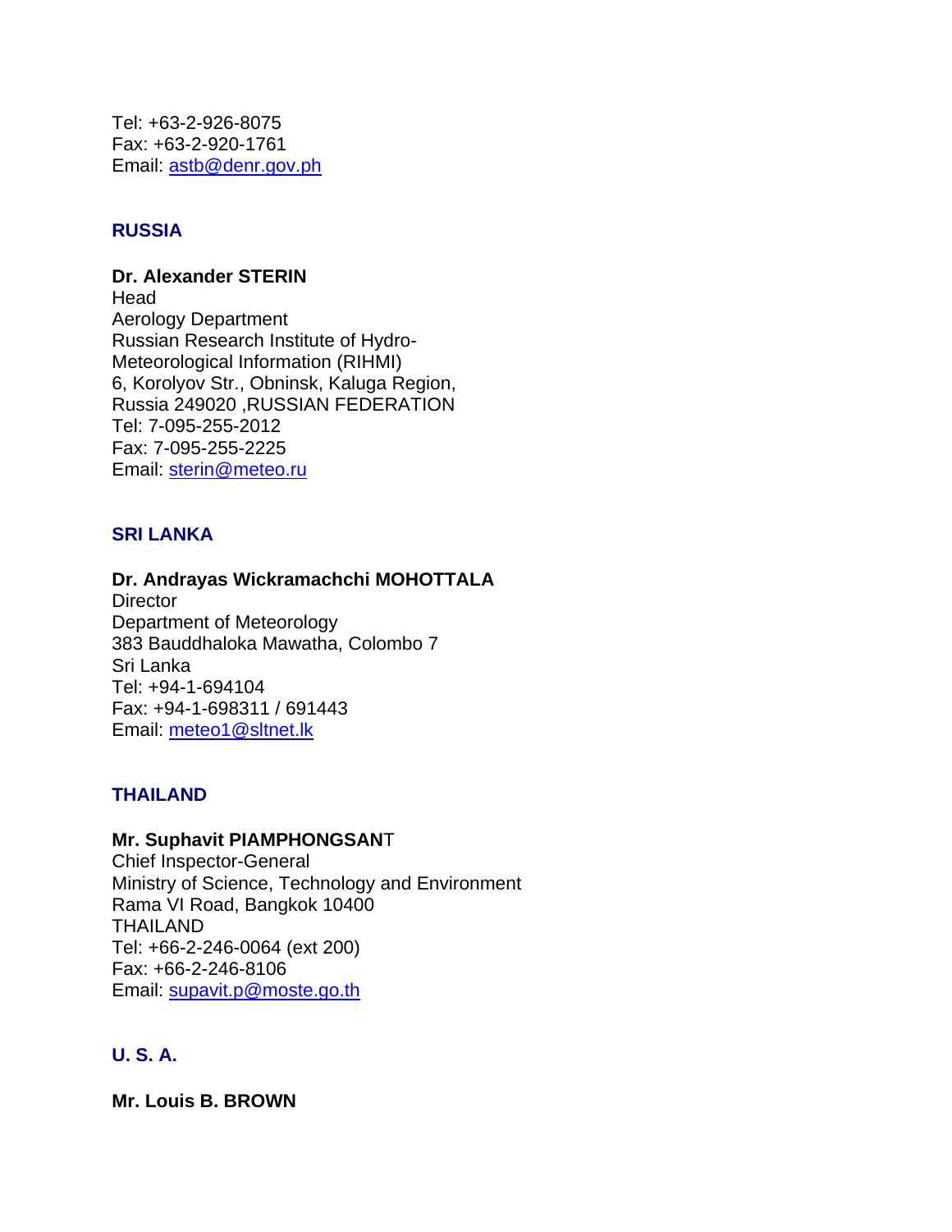Tel: +63-2-926-8075
Fax: +63-2-920-1761
Email: astb@denr.gov.ph

## RUSSIA

**Dr. Alexander STERIN**
Head
Aerology Department
Russian Research Institute of Hydro-Meteorological Information (RIHMI)
6, Korolyov Str., Obninsk, Kaluga Region,
Russia 249020 ,RUSSIAN FEDERATION
Tel: 7-095-255-2012
Fax: 7-095-255-2225
Email: sterin@meteo.ru

## SRI LANKA

**Dr. Andrayas Wickramachchi MOHOTTALA**
Director
Department of Meteorology
383 Bauddhaloka Mawatha, Colombo 7
Sri Lanka
Tel: +94-1-694104
Fax: +94-1-698311 / 691443
Email: meteo1@sltnet.lk

## THAILAND

**Mr. Suphavit PIAMPHONGSANT**
Chief Inspector-General
Ministry of Science, Technology and Environment
Rama VI Road, Bangkok 10400
THAILAND
Tel: +66-2-246-0064 (ext 200)
Fax: +66-2-246-8106
Email: supavit.p@moste.go.th

## U. S. A.

**Mr. Louis B. BROWN**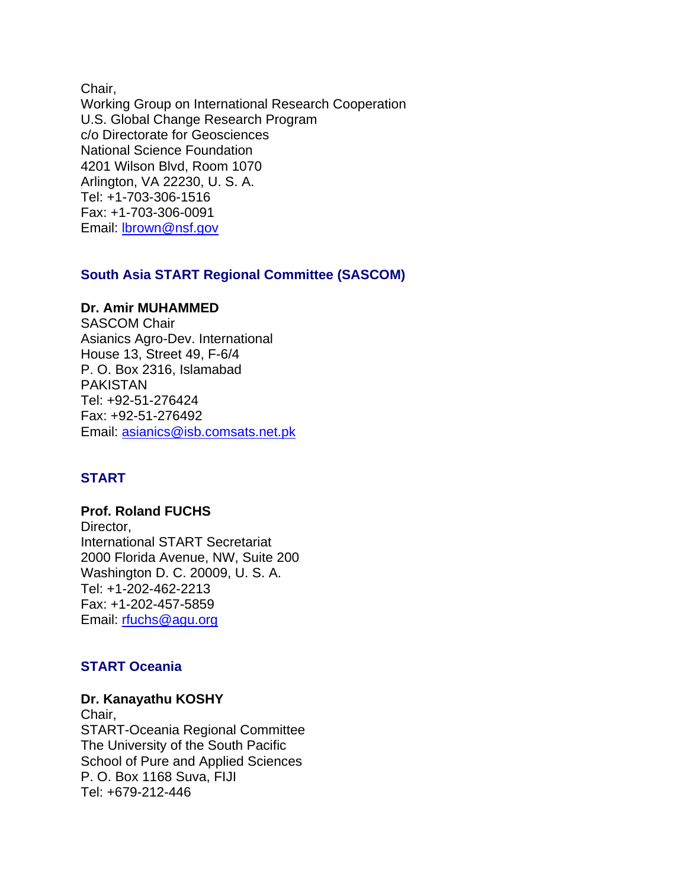Chair,
Working Group on International Research Cooperation
U.S. Global Change Research Program
c/o Directorate for Geosciences
National Science Foundation
4201 Wilson Blvd, Room 1070
Arlington, VA 22230, U. S. A.
Tel: +1-703-306-1516
Fax: +1-703-306-0091
Email: lbrown@nsf.gov

### South Asia START Regional Committee (SASCOM)

**Dr. Amir MUHAMMED**
SASCOM Chair
Asianics Agro-Dev. International
House 13, Street 49, F-6/4
P. O. Box 2316, Islamabad
PAKISTAN
Tel: +92-51-276424
Fax: +92-51-276492
Email: asianics@isb.comsats.net.pk

### START

**Prof. Roland FUCHS**
Director,
International START Secretariat
2000 Florida Avenue, NW, Suite 200
Washington D. C. 20009, U. S. A.
Tel: +1-202-462-2213
Fax: +1-202-457-5859
Email: rfuchs@agu.org

### START Oceania

**Dr. Kanayathu KOSHY**
Chair,
START-Oceania Regional Committee
The University of the South Pacific
School of Pure and Applied Sciences
P. O. Box 1168 Suva, FIJI
Tel: +679-212-446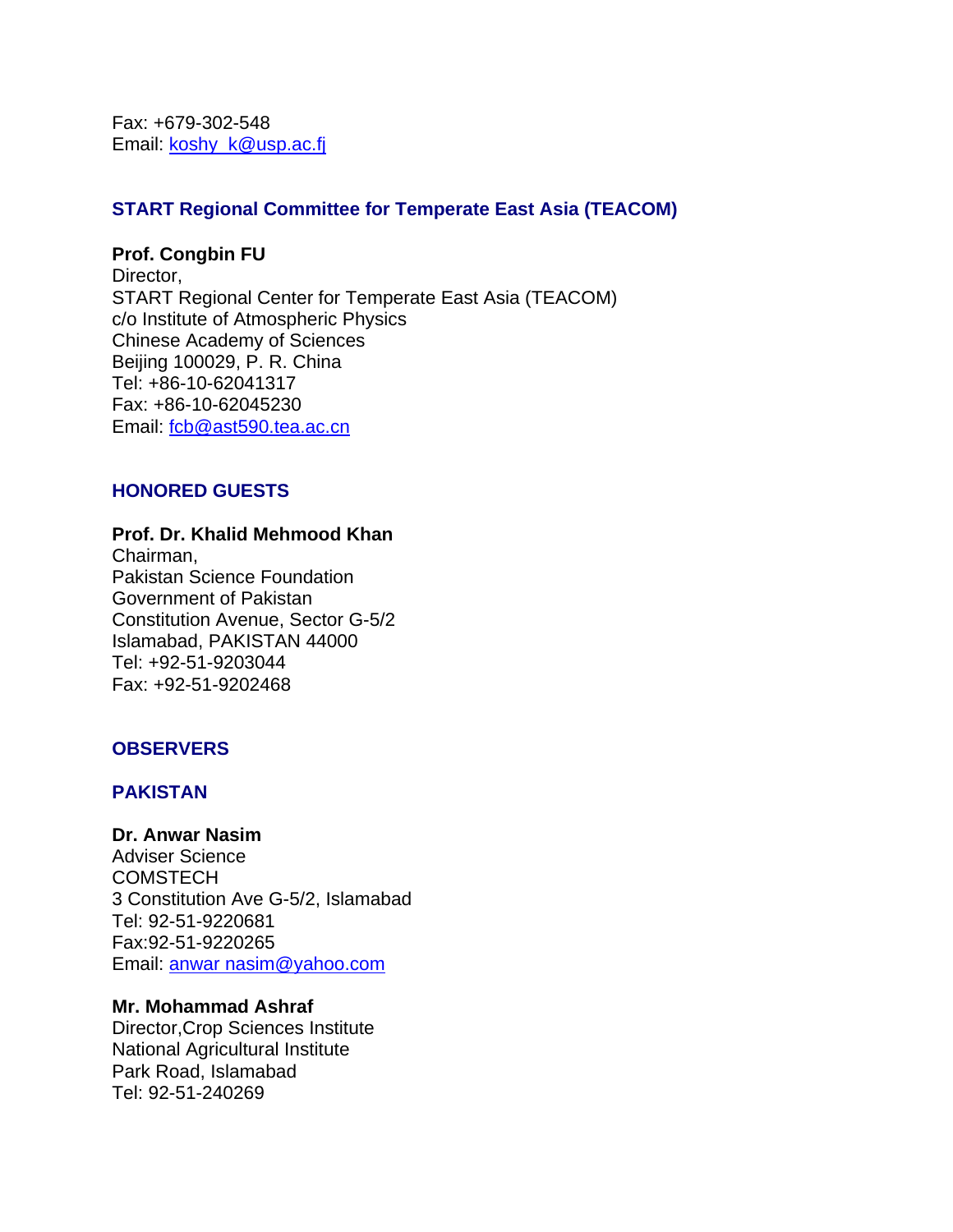Fax: +679-302-548
Email: koshy_k@usp.ac.fj

### START Regional Committee for Temperate East Asia (TEACOM)

**Prof. Congbin FU**
Director,
START Regional Center for Temperate East Asia (TEACOM)
c/o Institute of Atmospheric Physics
Chinese Academy of Sciences
Beijing 100029, P. R. China
Tel: +86-10-62041317
Fax: +86-10-62045230
Email: fcb@ast590.tea.ac.cn

### HONORED GUESTS

**Prof. Dr. Khalid Mehmood Khan**
Chairman,
Pakistan Science Foundation
Government of Pakistan
Constitution Avenue, Sector G-5/2
Islamabad, PAKISTAN 44000
Tel: +92-51-9203044
Fax: +92-51-9202468

### OBSERVERS

### PAKISTAN

**Dr. Anwar Nasim**
Adviser Science
COMSTECH
3 Constitution Ave G-5/2, Islamabad
Tel: 92-51-9220681
Fax:92-51-9220265
Email: anwar nasim@yahoo.com

**Mr. Mohammad Ashraf**
Director,Crop Sciences Institute
National Agricultural Institute
Park Road, Islamabad
Tel: 92-51-240269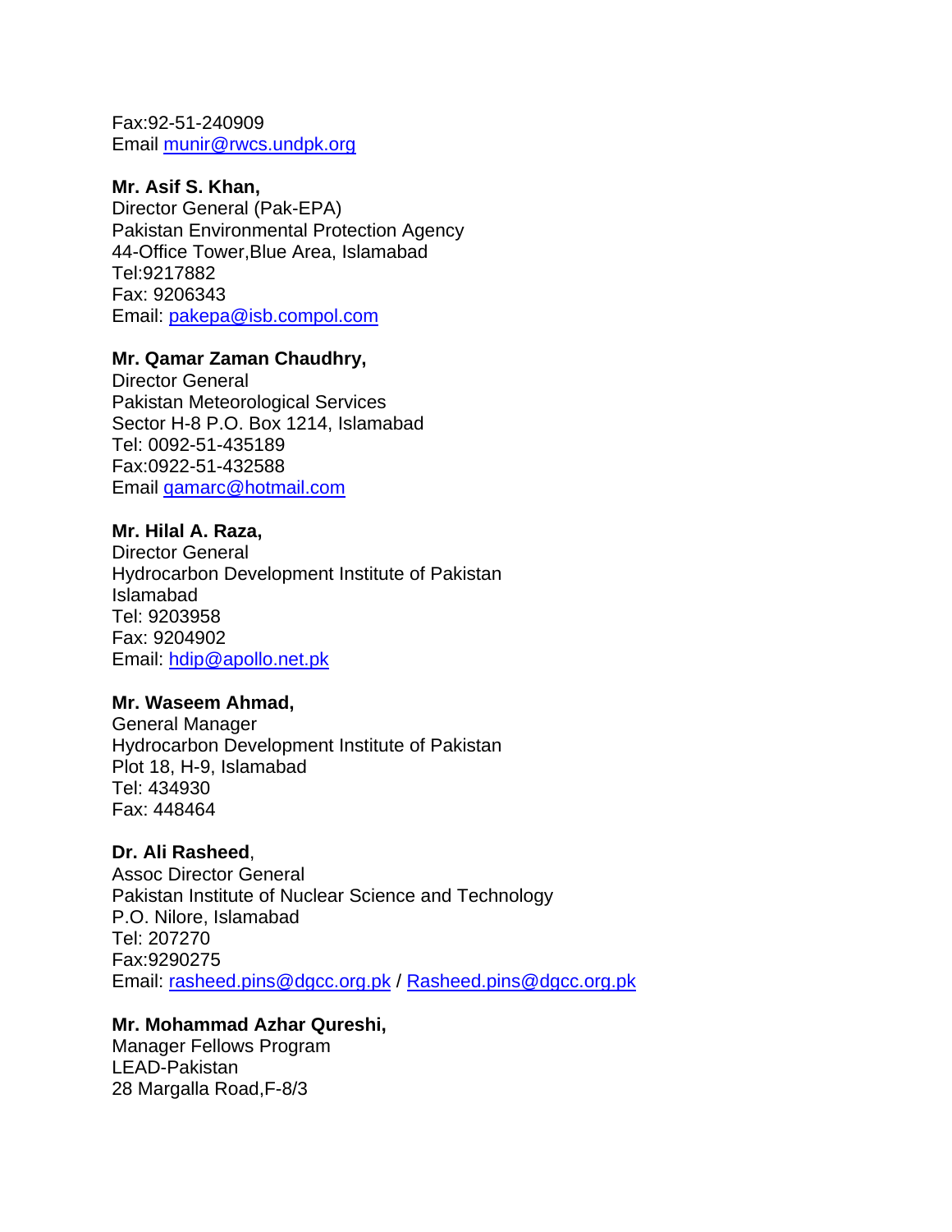Fax:92-51-240909
Email munir@rwcs.undpk.org

**Mr. Asif S. Khan,**
Director General (Pak-EPA)
Pakistan Environmental Protection Agency
44-Office Tower,Blue Area, Islamabad
Tel:9217882
Fax: 9206343
Email: pakepa@isb.compol.com

**Mr. Qamar Zaman Chaudhry,**
Director General
Pakistan Meteorological Services
Sector H-8 P.O. Box 1214, Islamabad
Tel: 0092-51-435189
Fax:0922-51-432588
Email qamarc@hotmail.com

**Mr. Hilal A. Raza,**
Director General
Hydrocarbon Development Institute of Pakistan
Islamabad
Tel: 9203958
Fax: 9204902
Email: hdip@apollo.net.pk

**Mr. Waseem Ahmad,**
General Manager
Hydrocarbon Development Institute of Pakistan
Plot 18, H-9, Islamabad
Tel: 434930
Fax: 448464

**Dr. Ali Rasheed**,
Assoc Director General
Pakistan Institute of Nuclear Science and Technology
P.O. Nilore, Islamabad
Tel: 207270
Fax:9290275
Email: rasheed.pins@dgcc.org.pk / Rasheed.pins@dgcc.org.pk

**Mr. Mohammad Azhar Qureshi,**
Manager Fellows Program
LEAD-Pakistan
28 Margalla Road,F-8/3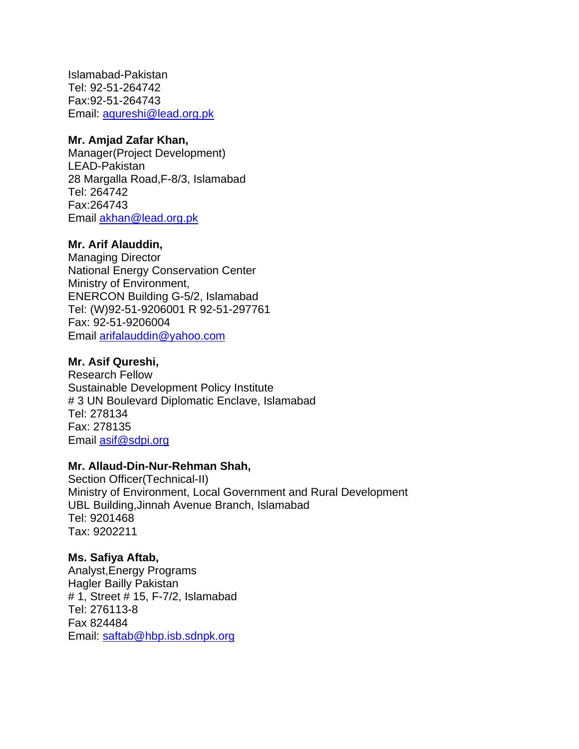Islamabad-Pakistan
Tel: 92-51-264742
Fax:92-51-264743
Email: aqureshi@lead.org.pk

**Mr. Amjad Zafar Khan,**
Manager(Project Development)
LEAD-Pakistan
28 Margalla Road,F-8/3, Islamabad
Tel: 264742
Fax:264743
Email akhan@lead.org.pk

**Mr. Arif Alauddin,**
Managing Director
National Energy Conservation Center
Ministry of Environment,
ENERCON Building G-5/2, Islamabad
Tel: (W)92-51-9206001 R 92-51-297761
Fax: 92-51-9206004
Email arifalauddin@yahoo.com

**Mr. Asif Qureshi,**
Research Fellow
Sustainable Development Policy Institute
# 3 UN Boulevard Diplomatic Enclave, Islamabad
Tel: 278134
Fax: 278135
Email asif@sdpi.org

**Mr. Allaud-Din-Nur-Rehman Shah,**
Section Officer(Technical-II)
Ministry of Environment, Local Government and Rural Development
UBL Building,Jinnah Avenue Branch, Islamabad
Tel: 9201468
Tax: 9202211

**Ms. Safiya Aftab,**
Analyst,Energy Programs
Hagler Bailly Pakistan
# 1, Street # 15, F-7/2, Islamabad
Tel: 276113-8
Fax 824484
Email: saftab@hbp.isb.sdnpk.org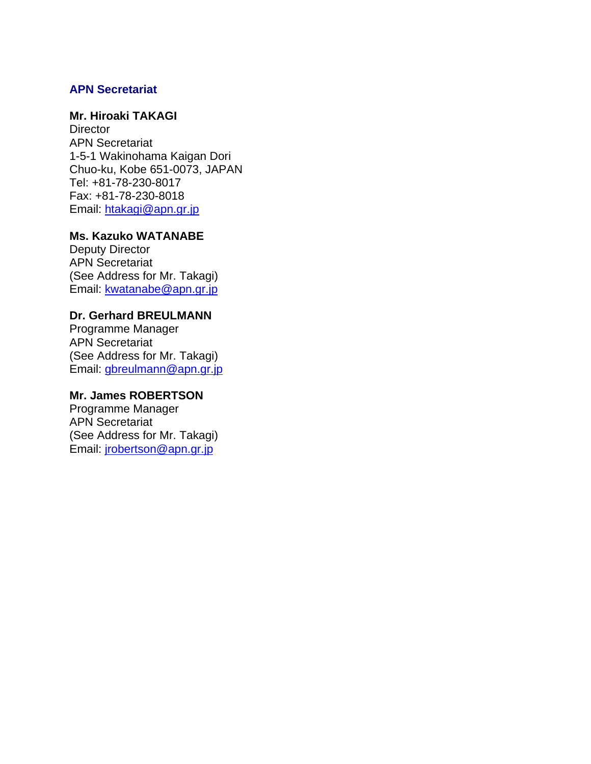## APN Secretariat

**Mr. Hiroaki TAKAGI**
Director
APN Secretariat
1-5-1 Wakinohama Kaigan Dori
Chuo-ku, Kobe 651-0073, JAPAN
Tel: +81-78-230-8017
Fax: +81-78-230-8018
Email: htakagi@apn.gr.jp

**Ms. Kazuko WATANABE**
Deputy Director
APN Secretariat
(See Address for Mr. Takagi)
Email: kwatanabe@apn.gr.jp

**Dr. Gerhard BREULMANN**
Programme Manager
APN Secretariat
(See Address for Mr. Takagi)
Email: gbreulmann@apn.gr.jp

**Mr. James ROBERTSON**
Programme Manager
APN Secretariat
(See Address for Mr. Takagi)
Email: jrobertson@apn.gr.jp